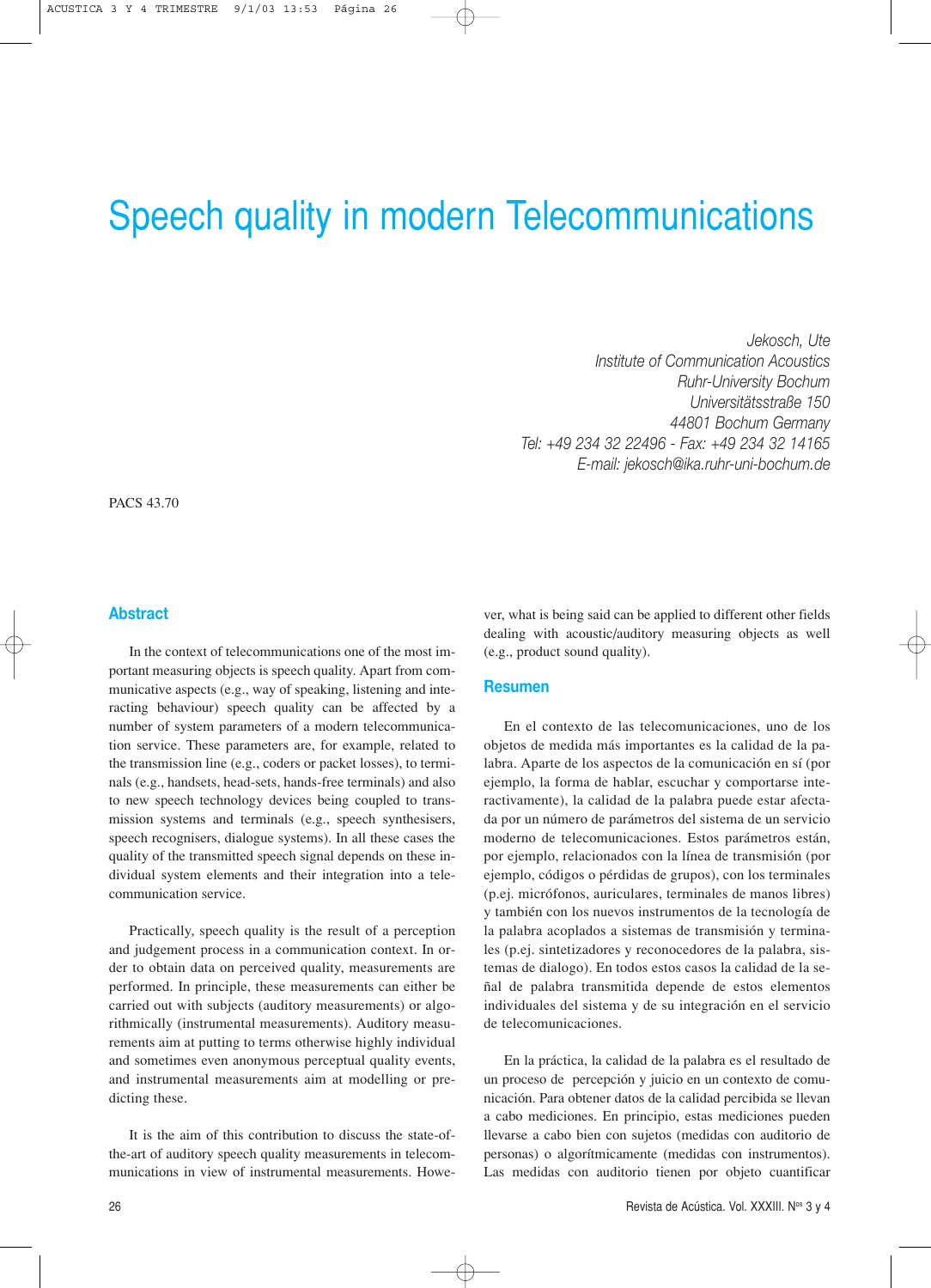# Speech quality in modern Telecommunications

*Jekosch, Ute*
*Institute of Communication Acoustics*
*Ruhr-University Bochum*
*Universitätsstraße 150*
*44801 Bochum Germany*
*Tel: +49 234 32 22496 - Fax: +49 234 32 14165*
*E-mail: jekosch@ika.ruhr-uni-bochum.de*

PACS 43.70

## Abstract

In the context of telecommunications one of the most important measuring objects is speech quality. Apart from communicative aspects (e.g., way of speaking, listening and interacting behaviour) speech quality can be affected by a number of system parameters of a modern telecommunication service. These parameters are, for example, related to the transmission line (e.g., coders or packet losses), to terminals (e.g., handsets, head-sets, hands-free terminals) and also to new speech technology devices being coupled to transmission systems and terminals (e.g., speech synthesisers, speech recognisers, dialogue systems). In all these cases the quality of the transmitted speech signal depends on these individual system elements and their integration into a telecommunication service.

Practically, speech quality is the result of a perception and judgement process in a communication context. In order to obtain data on perceived quality, measurements are performed. In principle, these measurements can either be carried out with subjects (auditory measurements) or algorithmically (instrumental measurements). Auditory measurements aim at putting to terms otherwise highly individual and sometimes even anonymous perceptual quality events, and instrumental measurements aim at modelling or predicting these.

It is the aim of this contribution to discuss the state-of-the-art of auditory speech quality measurements in telecommunications in view of instrumental measurements. However, what is being said can be applied to different other fields dealing with acoustic/auditory measuring objects as well (e.g., product sound quality).

## Resumen

En el contexto de las telecomunicaciones, uno de los objetos de medida más importantes es la calidad de la palabra. Aparte de los aspectos de la comunicación en sí (por ejemplo, la forma de hablar, escuchar y comportarse interactivamente), la calidad de la palabra puede estar afectada por un número de parámetros del sistema de un servicio moderno de telecomunicaciones. Estos parámetros están, por ejemplo, relacionados con la línea de transmisión (por ejemplo, códigos o pérdidas de grupos), con los terminales (p.ej. micrófonos, auriculares, terminales de manos libres) y también con los nuevos instrumentos de la tecnología de la palabra acoplados a sistemas de transmisión y terminales (p.ej. sintetizadores y reconocedores de la palabra, sistemas de dialogo). En todos estos casos la calidad de la señal de palabra transmitida depende de estos elementos individuales del sistema y de su integración en el servicio de telecomunicaciones.

En la práctica, la calidad de la palabra es el resultado de un proceso de percepción y juicio en un contexto de comunicación. Para obtener datos de la calidad percibida se llevan a cabo mediciones. En principio, estas mediciones pueden llevarse a cabo bien con sujetos (medidas con auditorio de personas) o algorítmicamente (medidas con instrumentos). Las medidas con auditorio tienen por objeto cuantificar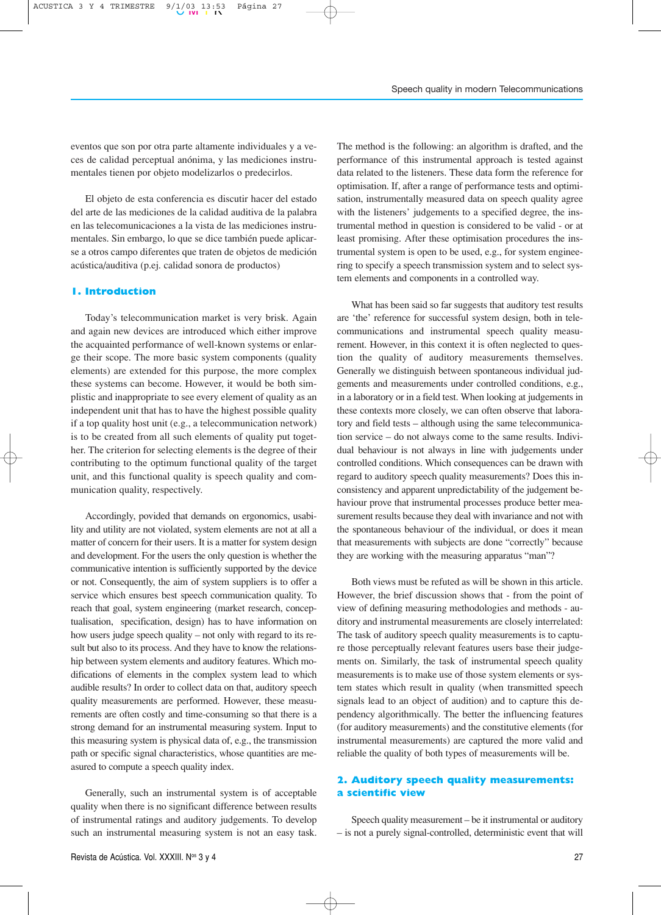eventos que son por otra parte altamente individuales y a veces de calidad perceptual anónima, y las mediciones instrumentales tienen por objeto modelizarlos o predecirlos.

El objeto de esta conferencia es discutir hacer del estado del arte de las mediciones de la calidad auditiva de la palabra en las telecomunicaciones a la vista de las mediciones instrumentales. Sin embargo, lo que se dice también puede aplicarse a otros campo diferentes que traten de objetos de medición acústica/auditiva (p.ej. calidad sonora de productos)

## 1. Introduction

Today's telecommunication market is very brisk. Again and again new devices are introduced which either improve the acquainted performance of well-known systems or enlarge their scope. The more basic system components (quality elements) are extended for this purpose, the more complex these systems can become. However, it would be both simplistic and inappropriate to see every element of quality as an independent unit that has to have the highest possible quality if a top quality host unit (e.g., a telecommunication network) is to be created from all such elements of quality put together. The criterion for selecting elements is the degree of their contributing to the optimum functional quality of the target unit, and this functional quality is speech quality and communication quality, respectively.

Accordingly, povided that demands on ergonomics, usability and utility are not violated, system elements are not at all a matter of concern for their users. It is a matter for system design and development. For the users the only question is whether the communicative intention is sufficiently supported by the device or not. Consequently, the aim of system suppliers is to offer a service which ensures best speech communication quality. To reach that goal, system engineering (market research, conceptualisation, specification, design) has to have information on how users judge speech quality – not only with regard to its result but also to its process. And they have to know the relationship between system elements and auditory features. Which modifications of elements in the complex system lead to which audible results? In order to collect data on that, auditory speech quality measurements are performed. However, these measurements are often costly and time-consuming so that there is a strong demand for an instrumental measuring system. Input to this measuring system is physical data of, e.g., the transmission path or specific signal characteristics, whose quantities are measured to compute a speech quality index.

Generally, such an instrumental system is of acceptable quality when there is no significant difference between results of instrumental ratings and auditory judgements. To develop such an instrumental measuring system is not an easy task. The method is the following: an algorithm is drafted, and the performance of this instrumental approach is tested against data related to the listeners. These data form the reference for optimisation. If, after a range of performance tests and optimisation, instrumentally measured data on speech quality agree with the listeners' judgements to a specified degree, the instrumental method in question is considered to be valid - or at least promising. After these optimisation procedures the instrumental system is open to be used, e.g., for system engineering to specify a speech transmission system and to select system elements and components in a controlled way.

What has been said so far suggests that auditory test results are 'the' reference for successful system design, both in telecommunications and instrumental speech quality measurement. However, in this context it is often neglected to question the quality of auditory measurements themselves. Generally we distinguish between spontaneous individual judgements and measurements under controlled conditions, e.g., in a laboratory or in a field test. When looking at judgements in these contexts more closely, we can often observe that laboratory and field tests – although using the same telecommunication service – do not always come to the same results. Individual behaviour is not always in line with judgements under controlled conditions. Which consequences can be drawn with regard to auditory speech quality measurements? Does this inconsistency and apparent unpredictability of the judgement behaviour prove that instrumental processes produce better measurement results because they deal with invariance and not with the spontaneous behaviour of the individual, or does it mean that measurements with subjects are done "correctly" because they are working with the measuring apparatus "man"?

Both views must be refuted as will be shown in this article. However, the brief discussion shows that - from the point of view of defining measuring methodologies and methods - auditory and instrumental measurements are closely interrelated: The task of auditory speech quality measurements is to capture those perceptually relevant features users base their judgements on. Similarly, the task of instrumental speech quality measurements is to make use of those system elements or system states which result in quality (when transmitted speech signals lead to an object of audition) and to capture this dependency algorithmically. The better the influencing features (for auditory measurements) and the constitutive elements (for instrumental measurements) are captured the more valid and reliable the quality of both types of measurements will be.

## 2. Auditory speech quality measurements: a scientific view

Speech quality measurement – be it instrumental or auditory – is not a purely signal-controlled, deterministic event that will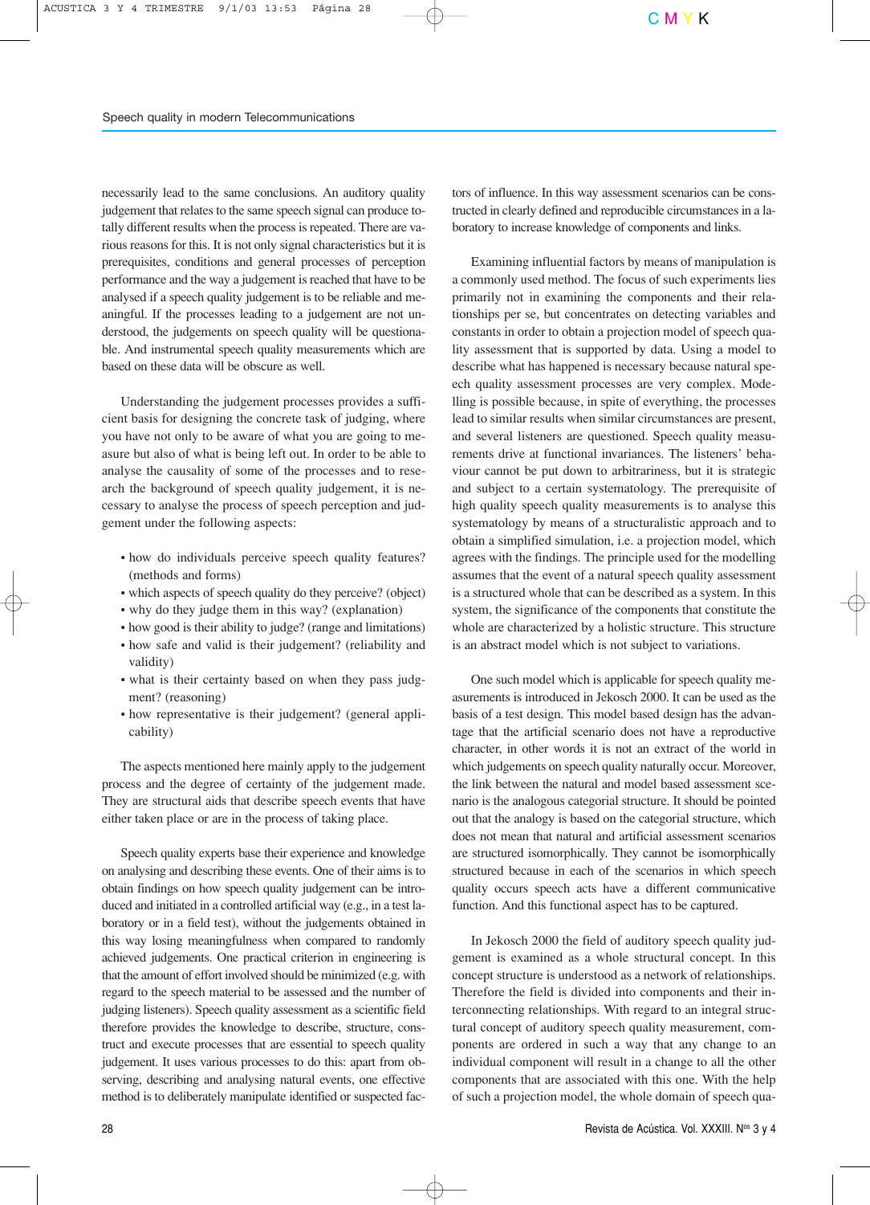necessarily lead to the same conclusions. An auditory quality judgement that relates to the same speech signal can produce totally different results when the process is repeated. There are various reasons for this. It is not only signal characteristics but it is prerequisites, conditions and general processes of perception performance and the way a judgement is reached that have to be analysed if a speech quality judgement is to be reliable and meaningful. If the processes leading to a judgement are not understood, the judgements on speech quality will be questionable. And instrumental speech quality measurements which are based on these data will be obscure as well.

Understanding the judgement processes provides a sufficient basis for designing the concrete task of judging, where you have not only to be aware of what you are going to measure but also of what is being left out. In order to be able to analyse the causality of some of the processes and to research the background of speech quality judgement, it is necessary to analyse the process of speech perception and judgement under the following aspects:

- how do individuals perceive speech quality features? (methods and forms)
- which aspects of speech quality do they perceive? (object)
- why do they judge them in this way? (explanation)
- how good is their ability to judge? (range and limitations)
- how safe and valid is their judgement? (reliability and validity)
- what is their certainty based on when they pass judgment? (reasoning)
- how representative is their judgement? (general applicability)

The aspects mentioned here mainly apply to the judgement process and the degree of certainty of the judgement made. They are structural aids that describe speech events that have either taken place or are in the process of taking place.

Speech quality experts base their experience and knowledge on analysing and describing these events. One of their aims is to obtain findings on how speech quality judgement can be introduced and initiated in a controlled artificial way (e.g., in a test laboratory or in a field test), without the judgements obtained in this way losing meaningfulness when compared to randomly achieved judgements. One practical criterion in engineering is that the amount of effort involved should be minimized (e.g. with regard to the speech material to be assessed and the number of judging listeners). Speech quality assessment as a scientific field therefore provides the knowledge to describe, structure, construct and execute processes that are essential to speech quality judgement. It uses various processes to do this: apart from observing, describing and analysing natural events, one effective method is to deliberately manipulate identified or suspected factors of influence. In this way assessment scenarios can be constructed in clearly defined and reproducible circumstances in a laboratory to increase knowledge of components and links.

Examining influential factors by means of manipulation is a commonly used method. The focus of such experiments lies primarily not in examining the components and their relationships per se, but concentrates on detecting variables and constants in order to obtain a projection model of speech quality assessment that is supported by data. Using a model to describe what has happened is necessary because natural speech quality assessment processes are very complex. Modelling is possible because, in spite of everything, the processes lead to similar results when similar circumstances are present, and several listeners are questioned. Speech quality measurements drive at functional invariances. The listeners' behaviour cannot be put down to arbitrariness, but it is strategic and subject to a certain systematology. The prerequisite of high quality speech quality measurements is to analyse this systematology by means of a structuralistic approach and to obtain a simplified simulation, i.e. a projection model, which agrees with the findings. The principle used for the modelling assumes that the event of a natural speech quality assessment is a structured whole that can be described as a system. In this system, the significance of the components that constitute the whole are characterized by a holistic structure. This structure is an abstract model which is not subject to variations.

One such model which is applicable for speech quality measurements is introduced in Jekosch 2000. It can be used as the basis of a test design. This model based design has the advantage that the artificial scenario does not have a reproductive character, in other words it is not an extract of the world in which judgements on speech quality naturally occur. Moreover, the link between the natural and model based assessment scenario is the analogous categorial structure. It should be pointed out that the analogy is based on the categorial structure, which does not mean that natural and artificial assessment scenarios are structured isomorphically. They cannot be isomorphically structured because in each of the scenarios in which speech quality occurs speech acts have a different communicative function. And this functional aspect has to be captured.

In Jekosch 2000 the field of auditory speech quality judgement is examined as a whole structural concept. In this concept structure is understood as a network of relationships. Therefore the field is divided into components and their interconnecting relationships. With regard to an integral structural concept of auditory speech quality measurement, components are ordered in such a way that any change to an individual component will result in a change to all the other components that are associated with this one. With the help of such a projection model, the whole domain of speech qua-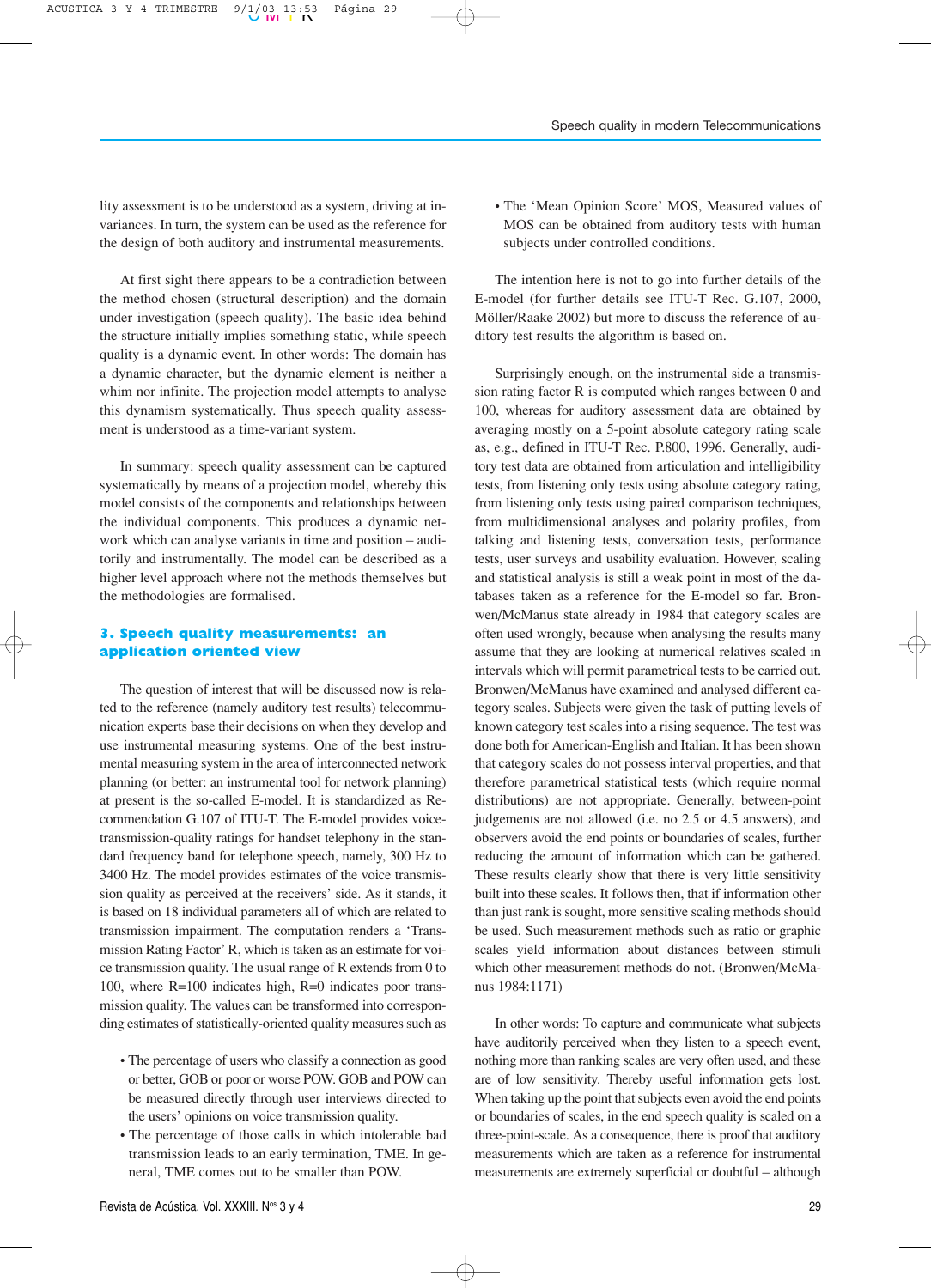lity assessment is to be understood as a system, driving at invariances. In turn, the system can be used as the reference for the design of both auditory and instrumental measurements.

At first sight there appears to be a contradiction between the method chosen (structural description) and the domain under investigation (speech quality). The basic idea behind the structure initially implies something static, while speech quality is a dynamic event. In other words: The domain has a dynamic character, but the dynamic element is neither a whim nor infinite. The projection model attempts to analyse this dynamism systematically. Thus speech quality assessment is understood as a time-variant system.

In summary: speech quality assessment can be captured systematically by means of a projection model, whereby this model consists of the components and relationships between the individual components. This produces a dynamic network which can analyse variants in time and position – auditorily and instrumentally. The model can be described as a higher level approach where not the methods themselves but the methodologies are formalised.

## 3. Speech quality measurements: an application oriented view

The question of interest that will be discussed now is related to the reference (namely auditory test results) telecommunication experts base their decisions on when they develop and use instrumental measuring systems. One of the best instrumental measuring system in the area of interconnected network planning (or better: an instrumental tool for network planning) at present is the so-called E-model. It is standardized as Recommendation G.107 of ITU-T. The E-model provides voice-transmission-quality ratings for handset telephony in the standard frequency band for telephone speech, namely, 300 Hz to 3400 Hz. The model provides estimates of the voice transmission quality as perceived at the receivers' side. As it stands, it is based on 18 individual parameters all of which are related to transmission impairment. The computation renders a 'Transmission Rating Factor' R, which is taken as an estimate for voice transmission quality. The usual range of R extends from 0 to 100, where R=100 indicates high, R=0 indicates poor transmission quality. The values can be transformed into corresponding estimates of statistically-oriented quality measures such as

- The percentage of users who classify a connection as good or better, GOB or poor or worse POW. GOB and POW can be measured directly through user interviews directed to the users' opinions on voice transmission quality.
- The percentage of those calls in which intolerable bad transmission leads to an early termination, TME. In general, TME comes out to be smaller than POW.
- The 'Mean Opinion Score' MOS, Measured values of MOS can be obtained from auditory tests with human subjects under controlled conditions.

The intention here is not to go into further details of the E-model (for further details see ITU-T Rec. G.107, 2000, Möller/Raake 2002) but more to discuss the reference of auditory test results the algorithm is based on.

Surprisingly enough, on the instrumental side a transmission rating factor R is computed which ranges between 0 and 100, whereas for auditory assessment data are obtained by averaging mostly on a 5-point absolute category rating scale as, e.g., defined in ITU-T Rec. P.800, 1996. Generally, auditory test data are obtained from articulation and intelligibility tests, from listening only tests using absolute category rating, from listening only tests using paired comparison techniques, from multidimensional analyses and polarity profiles, from talking and listening tests, conversation tests, performance tests, user surveys and usability evaluation. However, scaling and statistical analysis is still a weak point in most of the databases taken as a reference for the E-model so far. Bronwen/McManus state already in 1984 that category scales are often used wrongly, because when analysing the results many assume that they are looking at numerical relatives scaled in intervals which will permit parametrical tests to be carried out. Bronwen/McManus have examined and analysed different category scales. Subjects were given the task of putting levels of known category test scales into a rising sequence. The test was done both for American-English and Italian. It has been shown that category scales do not possess interval properties, and that therefore parametrical statistical tests (which require normal distributions) are not appropriate. Generally, between-point judgements are not allowed (i.e. no 2.5 or 4.5 answers), and observers avoid the end points or boundaries of scales, further reducing the amount of information which can be gathered. These results clearly show that there is very little sensitivity built into these scales. It follows then, that if information other than just rank is sought, more sensitive scaling methods should be used. Such measurement methods such as ratio or graphic scales yield information about distances between stimuli which other measurement methods do not. (Bronwen/McManus 1984:1171)

In other words: To capture and communicate what subjects have auditorily perceived when they listen to a speech event, nothing more than ranking scales are very often used, and these are of low sensitivity. Thereby useful information gets lost. When taking up the point that subjects even avoid the end points or boundaries of scales, in the end speech quality is scaled on a three-point-scale. As a consequence, there is proof that auditory measurements which are taken as a reference for instrumental measurements are extremely superficial or doubtful – although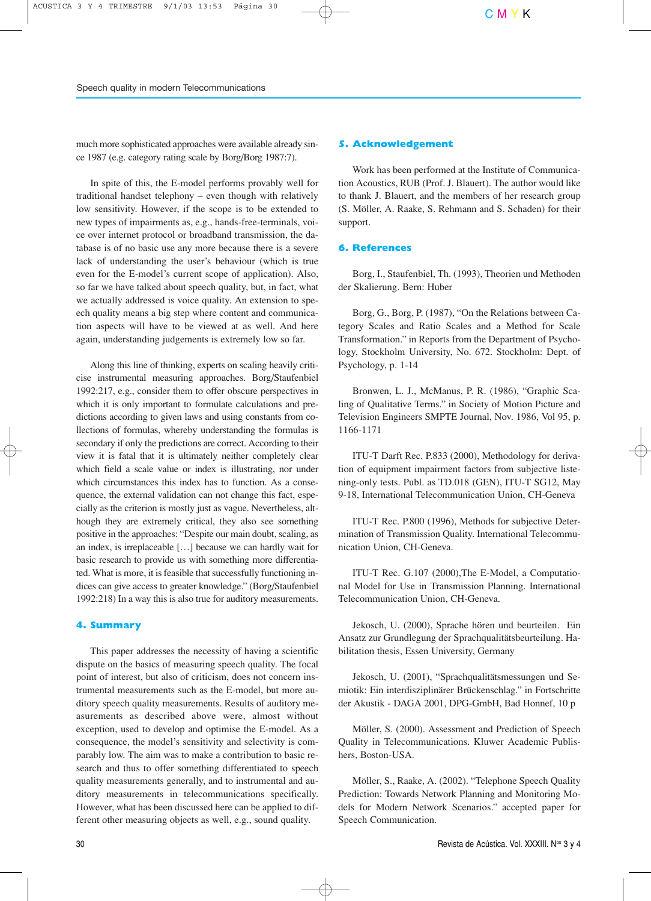much more sophisticated approaches were available already since 1987 (e.g. category rating scale by Borg/Borg 1987:7).

In spite of this, the E-model performs provably well for traditional handset telephony – even though with relatively low sensitivity. However, if the scope is to be extended to new types of impairments as, e.g., hands-free-terminals, voice over internet protocol or broadband transmission, the database is of no basic use any more because there is a severe lack of understanding the user's behaviour (which is true even for the E-model's current scope of application). Also, so far we have talked about speech quality, but, in fact, what we actually addressed is voice quality. An extension to speech quality means a big step where content and communication aspects will have to be viewed at as well. And here again, understanding judgements is extremely low so far.

Along this line of thinking, experts on scaling heavily criticise instrumental measuring approaches. Borg/Staufenbiel 1992:217, e.g., consider them to offer obscure perspectives in which it is only important to formulate calculations and predictions according to given laws and using constants from collections of formulas, whereby understanding the formulas is secondary if only the predictions are correct. According to their view it is fatal that it is ultimately neither completely clear which field a scale value or index is illustrating, nor under which circumstances this index has to function. As a consequence, the external validation can not change this fact, especially as the criterion is mostly just as vague. Nevertheless, although they are extremely critical, they also see something positive in the approaches: "Despite our main doubt, scaling, as an index, is irreplaceable […] because we can hardly wait for basic research to provide us with something more differentiated. What is more, it is feasible that successfully functioning indices can give access to greater knowledge." (Borg/Staufenbiel 1992:218) In a way this is also true for auditory measurements.

## 4. Summary

This paper addresses the necessity of having a scientific dispute on the basics of measuring speech quality. The focal point of interest, but also of criticism, does not concern instrumental measurements such as the E-model, but more auditory speech quality measurements. Results of auditory measurements as described above were, almost without exception, used to develop and optimise the E-model. As a consequence, the model's sensitivity and selectivity is comparably low. The aim was to make a contribution to basic research and thus to offer something differentiated to speech quality measurements generally, and to instrumental and auditory measurements in telecommunications specifically. However, what has been discussed here can be applied to different other measuring objects as well, e.g., sound quality.

## 5. Acknowledgement

Work has been performed at the Institute of Communication Acoustics, RUB (Prof. J. Blauert). The author would like to thank J. Blauert, and the members of her research group (S. Möller, A. Raake, S. Rehmann and S. Schaden) for their support.

## 6. References

Borg, I., Staufenbiel, Th. (1993), Theorien und Methoden der Skalierung. Bern: Huber

Borg, G., Borg, P. (1987), "On the Relations between Category Scales and Ratio Scales and a Method for Scale Transformation." in Reports from the Department of Psychology, Stockholm University, No. 672. Stockholm: Dept. of Psychology, p. 1-14

Bronwen, L. J., McManus, P. R. (1986), "Graphic Scaling of Qualitative Terms." in Society of Motion Picture and Television Engineers SMPTE Journal, Nov. 1986, Vol 95, p. 1166-1171

ITU-T Darft Rec. P.833 (2000), Methodology for derivation of equipment impairment factors from subjective listening-only tests. Publ. as TD.018 (GEN), ITU-T SG12, May 9-18, International Telecommunication Union, CH-Geneva

ITU-T Rec. P.800 (1996), Methods for subjective Determination of Transmission Quality. International Telecommunication Union, CH-Geneva.

ITU-T Rec. G.107 (2000),The E-Model, a Computational Model for Use in Transmission Planning. International Telecommunication Union, CH-Geneva.

Jekosch, U. (2000), Sprache hören und beurteilen. Ein Ansatz zur Grundlegung der Sprachqualitätsbeurteilung. Habilitation thesis, Essen University, Germany

Jekosch, U. (2001), "Sprachqualitätsmessungen und Semiotik: Ein interdisziplinärer Brückenschlag." in Fortschritte der Akustik - DAGA 2001, DPG-GmbH, Bad Honnef, 10 p

Möller, S. (2000). Assessment and Prediction of Speech Quality in Telecommunications. Kluwer Academic Publishers, Boston-USA.

Möller, S., Raake, A. (2002). "Telephone Speech Quality Prediction: Towards Network Planning and Monitoring Models for Modern Network Scenarios." accepted paper for Speech Communication.